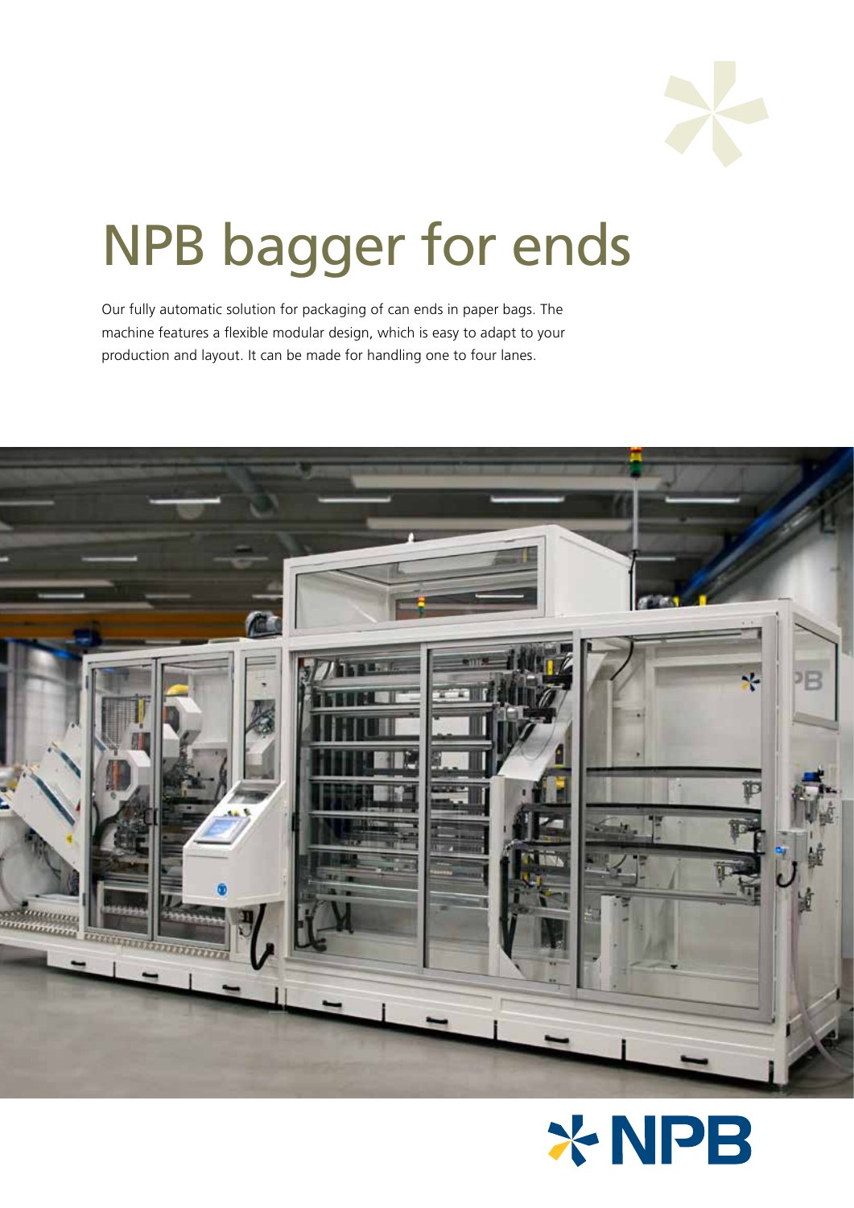# NPB bagger for ends

Our fully automatic solution for packaging of can ends in paper bags. The machine features a flexible modular design, which is easy to adapt to your production and layout. It can be made for handling one to four lanes.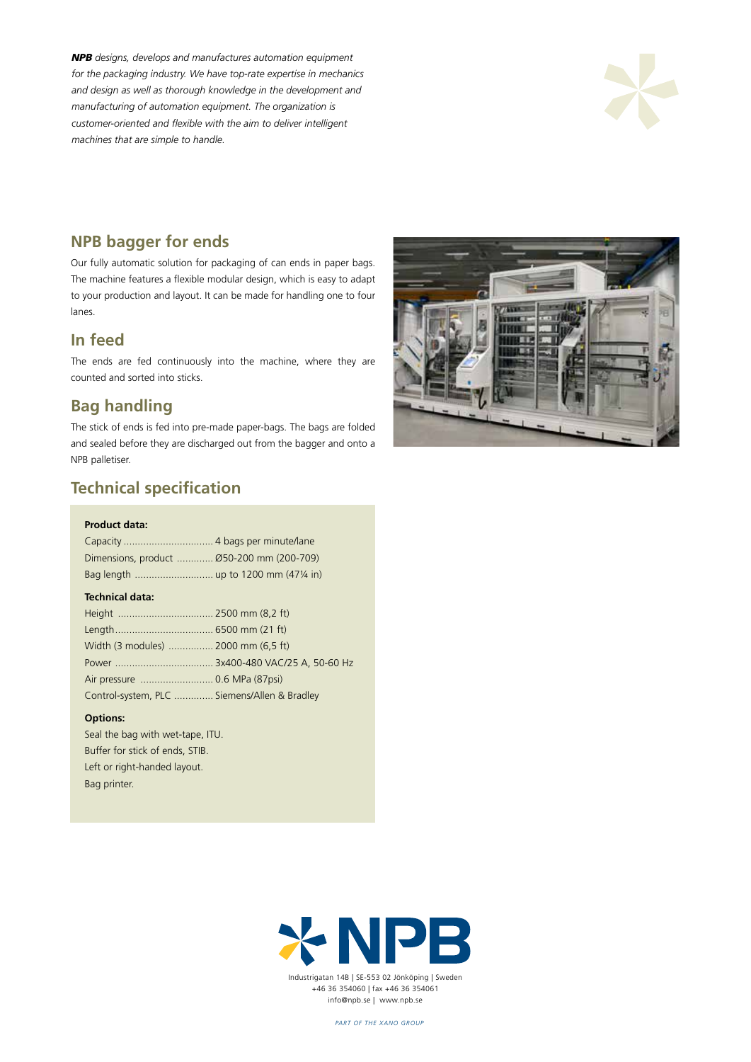***NPB*** *designs, develops and manufactures automation equipment for the packaging industry. We have top-rate expertise in mechanics and design as well as thorough knowledge in the development and manufacturing of automation equipment. The organization is customer-oriented and flexible with the aim to deliver intelligent machines that are simple to handle.*

## NPB bagger for ends

Our fully automatic solution for packaging of can ends in paper bags. The machine features a flexible modular design, which is easy to adapt to your production and layout. It can be made for handling one to four lanes.

## In feed

The ends are fed continuously into the machine, where they are counted and sorted into sticks.

## Bag handling

The stick of ends is fed into pre-made paper-bags. The bags are folded and sealed before they are discharged out from the bagger and onto a NPB palletiser.

## Technical specification

**Product data:**

Capacity ................................ 4 bags per minute/lane
Dimensions, product ............. Ø50-200 mm (200-709)
Bag length ............................ up to 1200 mm (47¼ in)

**Technical data:**

Height .................................. 2500 mm (8,2 ft)
Length................................... 6500 mm (21 ft)
Width (3 modules) ................ 2000 mm (6,5 ft)
Power ................................... 3x400-480 VAC/25 A, 50-60 Hz
Air pressure .......................... 0.6 MPa (87psi)
Control-system, PLC ............. Siemens/Allen & Bradley

**Options:**

Seal the bag with wet-tape, ITU.
Buffer for stick of ends, STIB.
Left or right-handed layout.
Bag printer.

NPB

Industrigatan 14B | SE-553 02 Jönköping | Sweden
+46 36 354060 | fax +46 36 354061
info@npb.se | www.npb.se

*PART OF THE XANO GROUP*